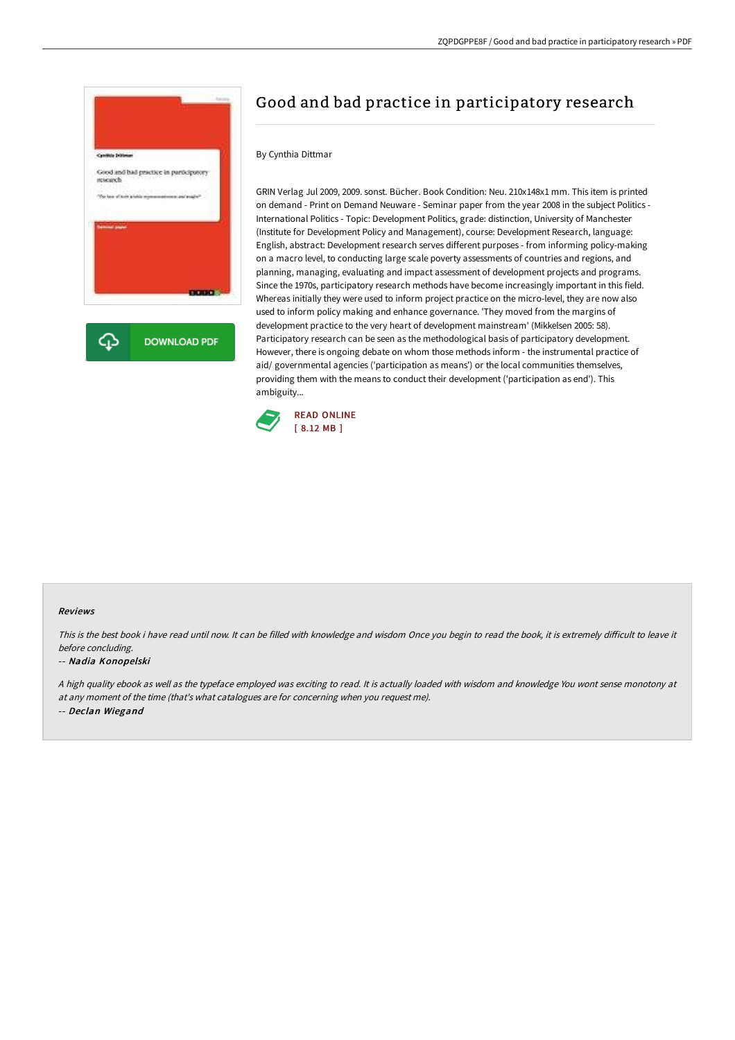# Good and bad practice in participatory research

By Cynthia Dittmar

GRIN Verlag Jul 2009, 2009. sonst. Bücher. Book Condition: Neu. 210x148x1 mm. This item is printed on demand - Print on Demand Neuware - Seminar paper from the year 2008 in the subject Politics - International Politics - Topic: Development Politics, grade: distinction, University of Manchester (Institute for Development Policy and Management), course: Development Research, language: English, abstract: Development research serves different purposes - from informing policy-making on a macro level, to conducting large scale poverty assessments of countries and regions, and planning, managing, evaluating and impact assessment of development projects and programs. Since the 1970s, participatory research methods have become increasingly important in this field. Whereas initially they were used to inform project practice on the micro-level, they are now also used to inform policy making and enhance governance. 'They moved from the margins of development practice to the very heart of development mainstream' (Mikkelsen 2005: 58). Participatory research can be seen as the methodological basis of participatory development. However, there is ongoing debate on whom those methods inform - the instrumental practice of aid/ governmental agencies ('participation as means') or the local communities themselves, providing them with the means to conduct their development ('participation as end'). This ambiguity...

DOWNLOAD PDF

READ ONLINE
[ 8.12 MB ]

### Reviews

*This is the best book i have read until now. It can be filled with knowledge and wisdom Once you begin to read the book, it is extremely difficult to leave it before concluding.*

-- ***Nadia Konopelski***

*A high quality ebook as well as the typeface employed was exciting to read. It is actually loaded with wisdom and knowledge You wont sense monotony at at any moment of the time (that's what catalogues are for concerning when you request me).*

-- ***Declan Wiegand***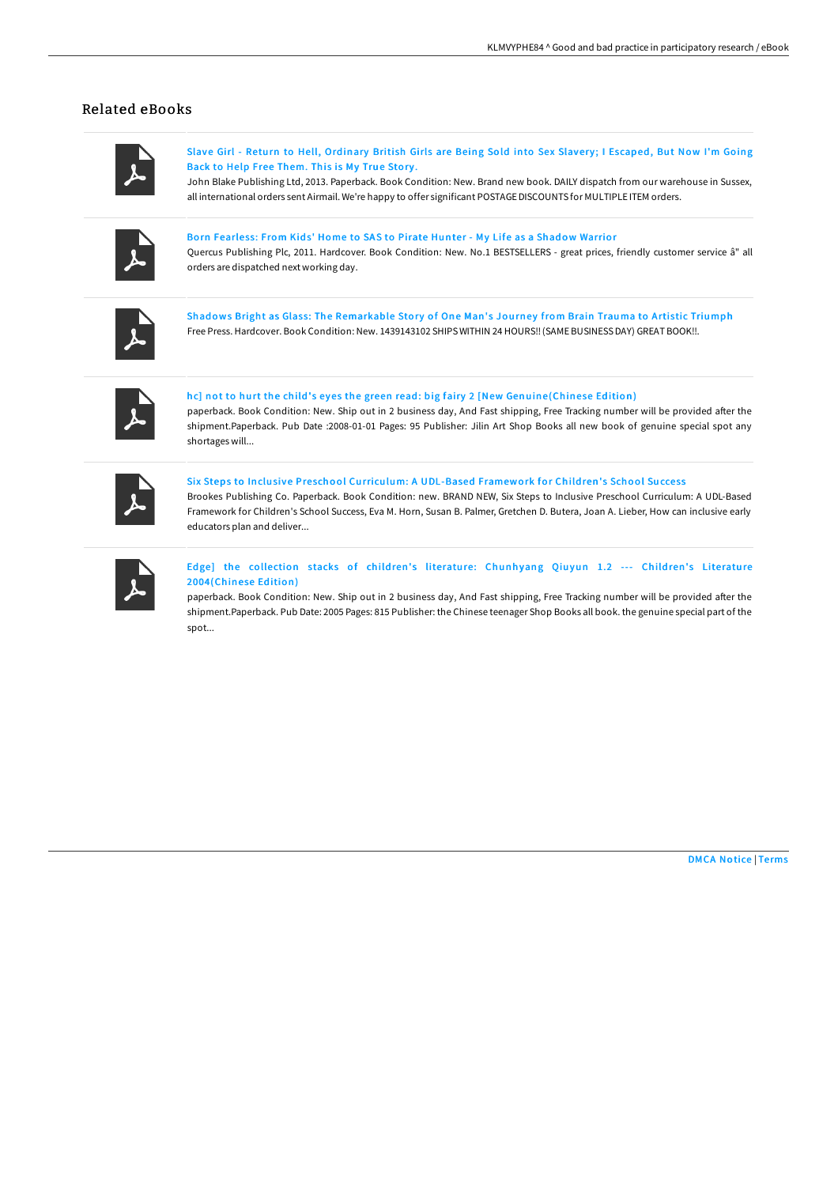## Related eBooks

**Slave Girl - Return to Hell, Ordinary British Girls are Being Sold into Sex Slavery; I Escaped, But Now I'm Going Back to Help Free Them. This is My True Story.**

John Blake Publishing Ltd, 2013. Paperback. Book Condition: New. Brand new book. DAILY dispatch from our warehouse in Sussex, all international orders sent Airmail. We're happy to offer significant POSTAGE DISCOUNTS for MULTIPLE ITEM orders.

**Born Fearless: From Kids' Home to SAS to Pirate Hunter - My Life as a Shadow Warrior**

Quercus Publishing Plc, 2011. Hardcover. Book Condition: New. No.1 BESTSELLERS - great prices, friendly customer service â" all orders are dispatched next working day.

**Shadows Bright as Glass: The Remarkable Story of One Man's Journey from Brain Trauma to Artistic Triumph**

Free Press. Hardcover. Book Condition: New. 1439143102 SHIPS WITHIN 24 HOURS!! (SAME BUSINESS DAY) GREAT BOOK!!.

**hc] not to hurt the child's eyes the green read: big fairy 2 [New Genuine(Chinese Edition)**

paperback. Book Condition: New. Ship out in 2 business day, And Fast shipping, Free Tracking number will be provided after the shipment.Paperback. Pub Date :2008-01-01 Pages: 95 Publisher: Jilin Art Shop Books all new book of genuine special spot any shortages will...

**Six Steps to Inclusive Preschool Curriculum: A UDL-Based Framework for Children's School Success**

Brookes Publishing Co. Paperback. Book Condition: new. BRAND NEW, Six Steps to Inclusive Preschool Curriculum: A UDL-Based Framework for Children's School Success, Eva M. Horn, Susan B. Palmer, Gretchen D. Butera, Joan A. Lieber, How can inclusive early educators plan and deliver...

**Edge] the collection stacks of children's literature: Chunhyang Qiuyun 1.2 --- Children's Literature 2004(Chinese Edition)**

paperback. Book Condition: New. Ship out in 2 business day, And Fast shipping, Free Tracking number will be provided after the shipment.Paperback. Pub Date: 2005 Pages: 815 Publisher: the Chinese teenager Shop Books all book. the genuine special part of the spot...